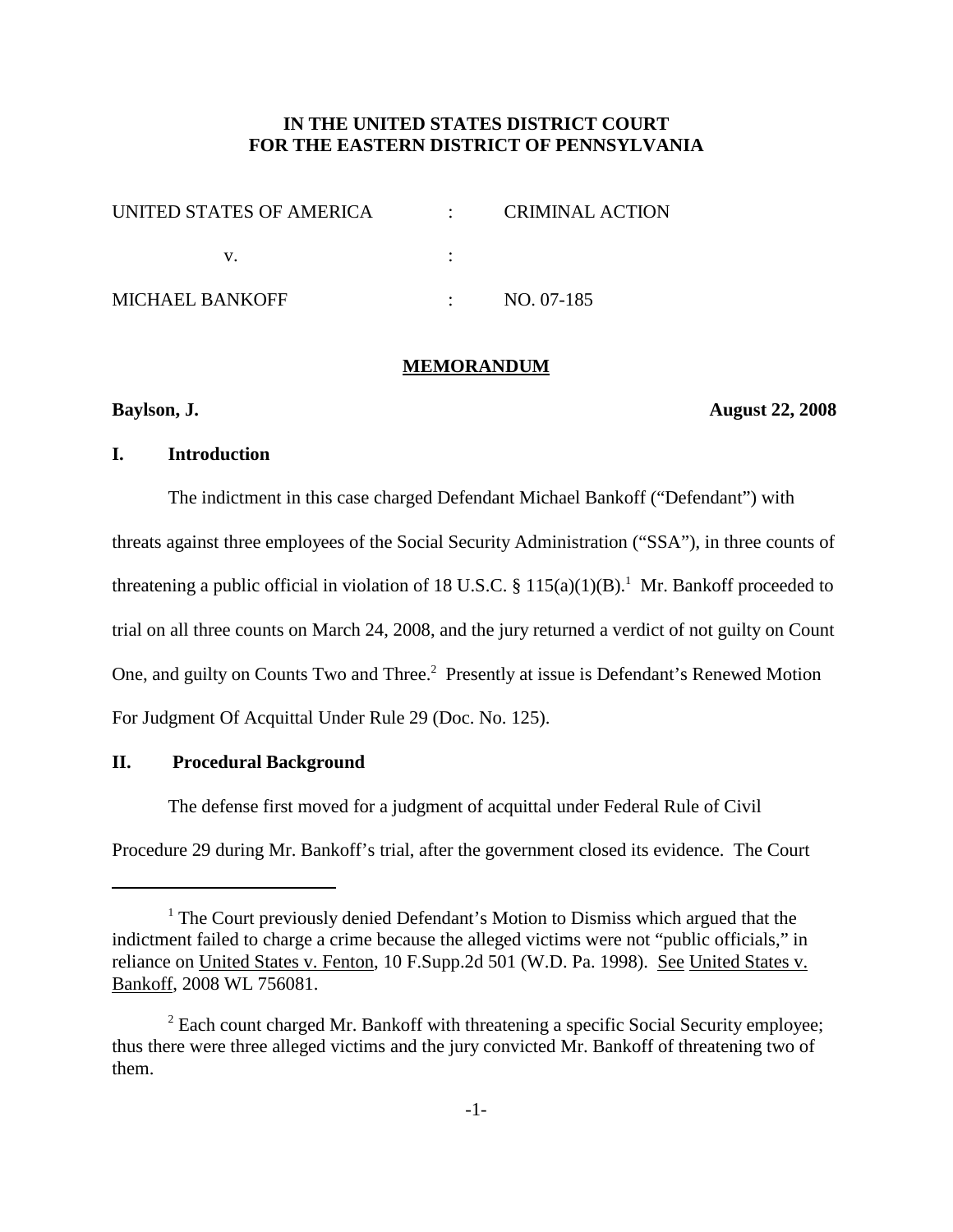**IN THE UNITED STATES DISTRICT COURT**
**FOR THE EASTERN DISTRICT OF PENNSYLVANIA**

| | | |
|---|---|---|
| UNITED STATES OF AMERICA | : | CRIMINAL ACTION |
| v. | : | |
| MICHAEL BANKOFF | : | NO. 07-185 |

**MEMORANDUM**

**Baylson, J.** **August 22, 2008**

## I. Introduction

The indictment in this case charged Defendant Michael Bankoff ("Defendant") with threats against three employees of the Social Security Administration ("SSA"), in three counts of threatening a public official in violation of 18 U.S.C. § 115(a)(1)(B).[1] Mr. Bankoff proceeded to trial on all three counts on March 24, 2008, and the jury returned a verdict of not guilty on Count One, and guilty on Counts Two and Three.[2] Presently at issue is Defendant's Renewed Motion For Judgment Of Acquittal Under Rule 29 (Doc. No. 125).

## II. Procedural Background

The defense first moved for a judgment of acquittal under Federal Rule of Civil Procedure 29 during Mr. Bankoff's trial, after the government closed its evidence. The Court

---

[1] The Court previously denied Defendant's Motion to Dismiss which argued that the indictment failed to charge a crime because the alleged victims were not "public officials," in reliance on United States v. Fenton, 10 F.Supp.2d 501 (W.D. Pa. 1998). See United States v. Bankoff, 2008 WL 756081.

[2] Each count charged Mr. Bankoff with threatening a specific Social Security employee; thus there were three alleged victims and the jury convicted Mr. Bankoff of threatening two of them.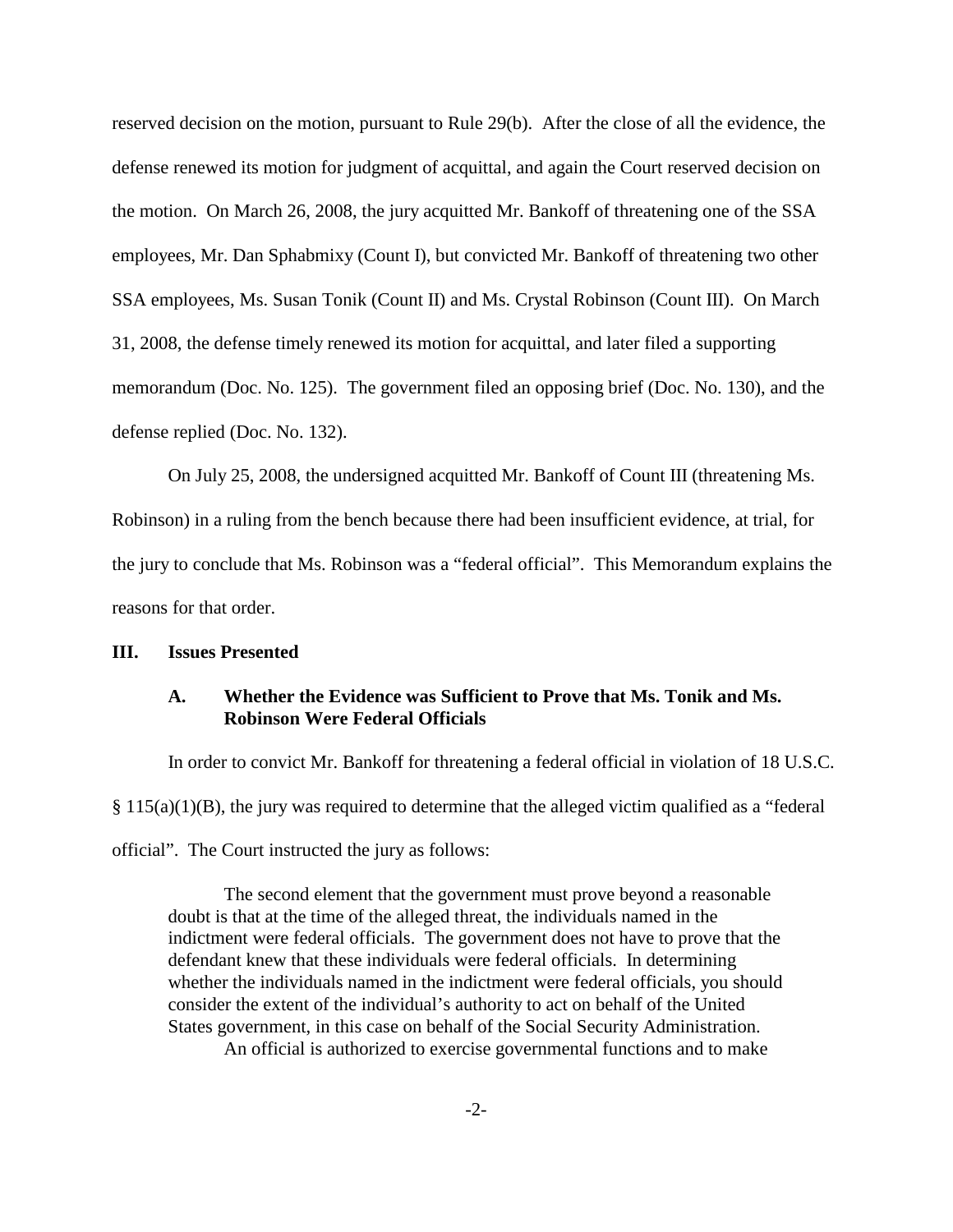reserved decision on the motion, pursuant to Rule 29(b). After the close of all the evidence, the defense renewed its motion for judgment of acquittal, and again the Court reserved decision on the motion. On March 26, 2008, the jury acquitted Mr. Bankoff of threatening one of the SSA employees, Mr. Dan Sphabmixy (Count I), but convicted Mr. Bankoff of threatening two other SSA employees, Ms. Susan Tonik (Count II) and Ms. Crystal Robinson (Count III). On March 31, 2008, the defense timely renewed its motion for acquittal, and later filed a supporting memorandum (Doc. No. 125). The government filed an opposing brief (Doc. No. 130), and the defense replied (Doc. No. 132).

On July 25, 2008, the undersigned acquitted Mr. Bankoff of Count III (threatening Ms. Robinson) in a ruling from the bench because there had been insufficient evidence, at trial, for the jury to conclude that Ms. Robinson was a "federal official". This Memorandum explains the reasons for that order.

## III. Issues Presented

### A. Whether the Evidence was Sufficient to Prove that Ms. Tonik and Ms. Robinson Were Federal Officials

In order to convict Mr. Bankoff for threatening a federal official in violation of 18 U.S.C. § 115(a)(1)(B), the jury was required to determine that the alleged victim qualified as a "federal official". The Court instructed the jury as follows:

> The second element that the government must prove beyond a reasonable doubt is that at the time of the alleged threat, the individuals named in the indictment were federal officials. The government does not have to prove that the defendant knew that these individuals were federal officials. In determining whether the individuals named in the indictment were federal officials, you should consider the extent of the individual's authority to act on behalf of the United States government, in this case on behalf of the Social Security Administration.
>
> An official is authorized to exercise governmental functions and to make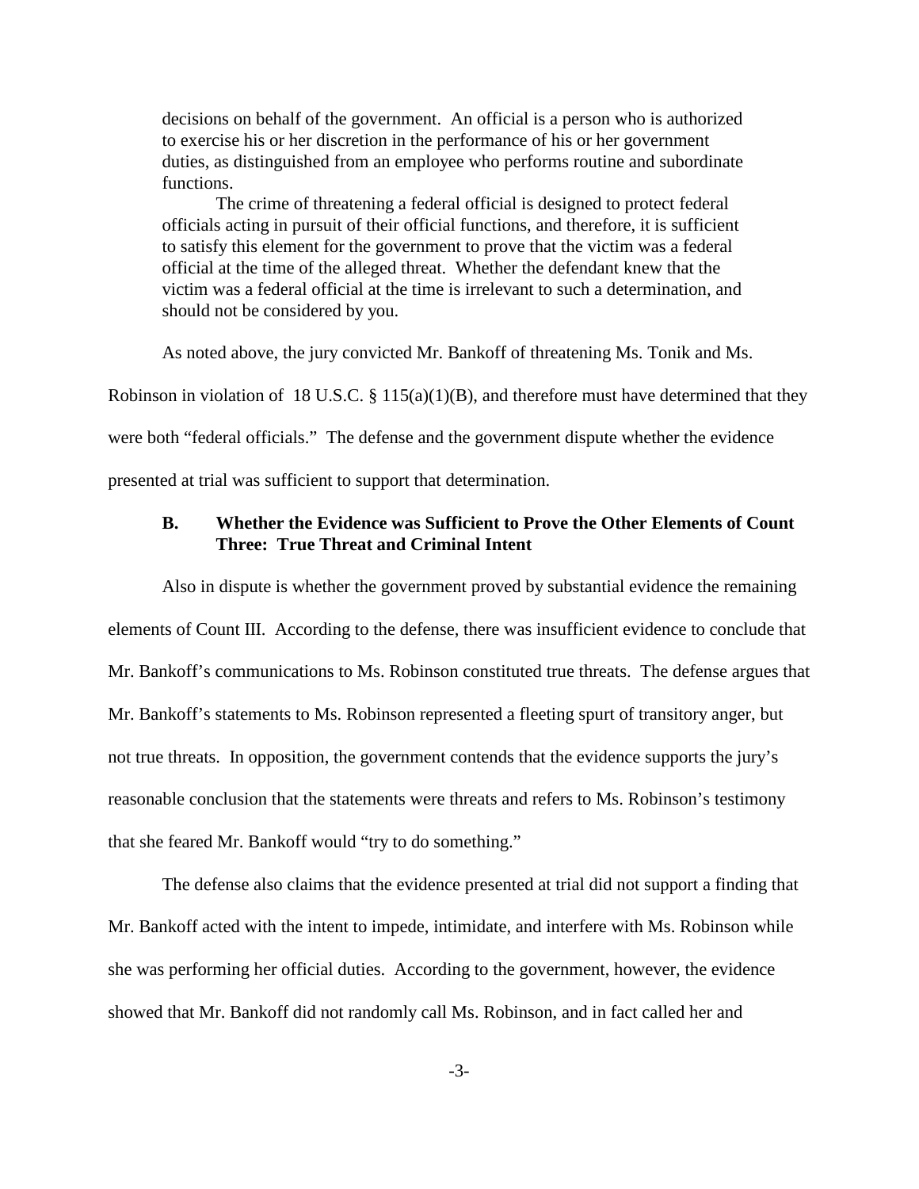> decisions on behalf of the government. An official is a person who is authorized to exercise his or her discretion in the performance of his or her government duties, as distinguished from an employee who performs routine and subordinate functions.
>
> The crime of threatening a federal official is designed to protect federal officials acting in pursuit of their official functions, and therefore, it is sufficient to satisfy this element for the government to prove that the victim was a federal official at the time of the alleged threat. Whether the defendant knew that the victim was a federal official at the time is irrelevant to such a determination, and should not be considered by you.

As noted above, the jury convicted Mr. Bankoff of threatening Ms. Tonik and Ms. Robinson in violation of 18 U.S.C. § 115(a)(1)(B), and therefore must have determined that they were both "federal officials." The defense and the government dispute whether the evidence presented at trial was sufficient to support that determination.

### B. Whether the Evidence was Sufficient to Prove the Other Elements of Count Three: True Threat and Criminal Intent

Also in dispute is whether the government proved by substantial evidence the remaining elements of Count III. According to the defense, there was insufficient evidence to conclude that Mr. Bankoff's communications to Ms. Robinson constituted true threats. The defense argues that Mr. Bankoff's statements to Ms. Robinson represented a fleeting spurt of transitory anger, but not true threats. In opposition, the government contends that the evidence supports the jury's reasonable conclusion that the statements were threats and refers to Ms. Robinson's testimony that she feared Mr. Bankoff would "try to do something."

The defense also claims that the evidence presented at trial did not support a finding that Mr. Bankoff acted with the intent to impede, intimidate, and interfere with Ms. Robinson while she was performing her official duties. According to the government, however, the evidence showed that Mr. Bankoff did not randomly call Ms. Robinson, and in fact called her and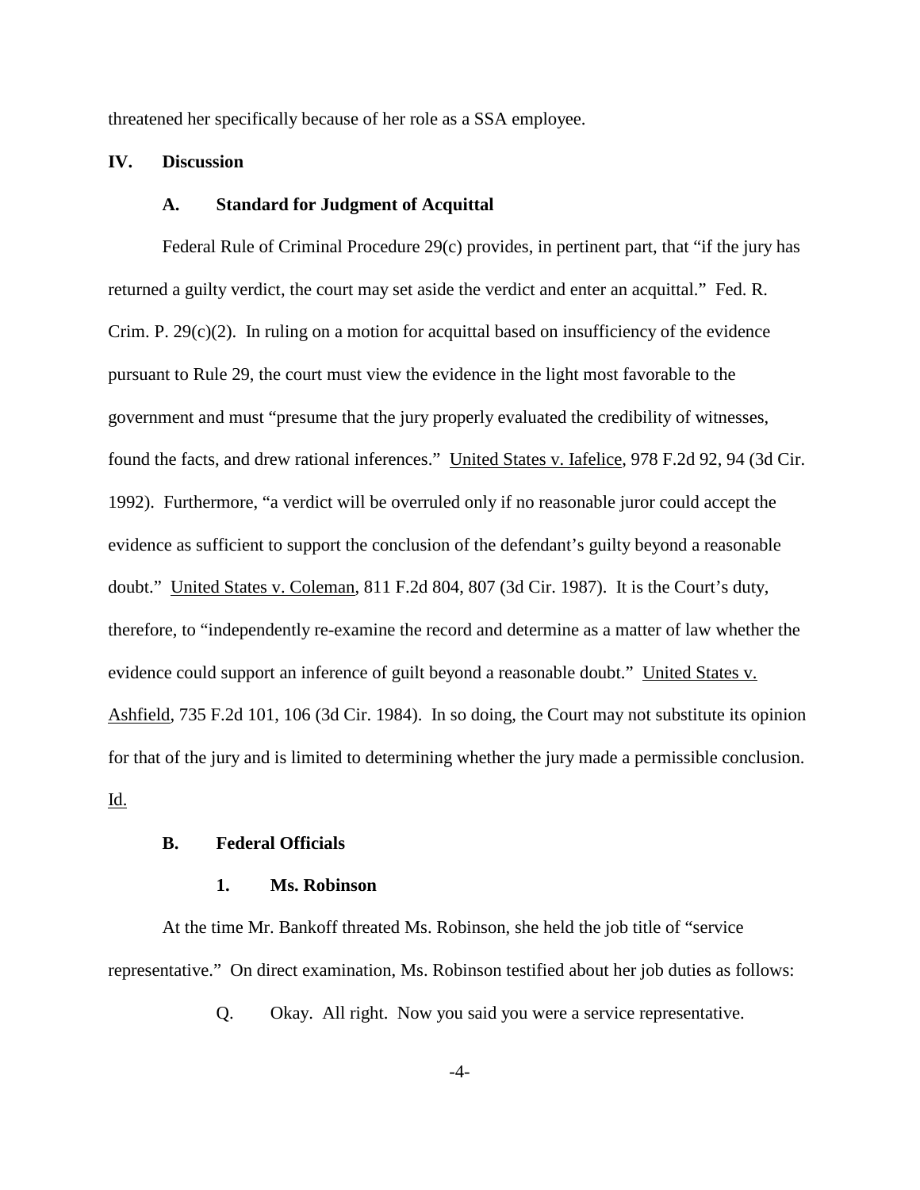threatened her specifically because of her role as a SSA employee.

## IV. Discussion

### A. Standard for Judgment of Acquittal

Federal Rule of Criminal Procedure 29(c) provides, in pertinent part, that "if the jury has returned a guilty verdict, the court may set aside the verdict and enter an acquittal." Fed. R. Crim. P. 29(c)(2). In ruling on a motion for acquittal based on insufficiency of the evidence pursuant to Rule 29, the court must view the evidence in the light most favorable to the government and must "presume that the jury properly evaluated the credibility of witnesses, found the facts, and drew rational inferences." United States v. Iafelice, 978 F.2d 92, 94 (3d Cir. 1992). Furthermore, "a verdict will be overruled only if no reasonable juror could accept the evidence as sufficient to support the conclusion of the defendant's guilty beyond a reasonable doubt." United States v. Coleman, 811 F.2d 804, 807 (3d Cir. 1987). It is the Court's duty, therefore, to "independently re-examine the record and determine as a matter of law whether the evidence could support an inference of guilt beyond a reasonable doubt." United States v. Ashfield, 735 F.2d 101, 106 (3d Cir. 1984). In so doing, the Court may not substitute its opinion for that of the jury and is limited to determining whether the jury made a permissible conclusion. Id.

### B. Federal Officials

#### 1. Ms. Robinson

At the time Mr. Bankoff threated Ms. Robinson, she held the job title of "service representative." On direct examination, Ms. Robinson testified about her job duties as follows:

> Q. Okay. All right. Now you said you were a service representative.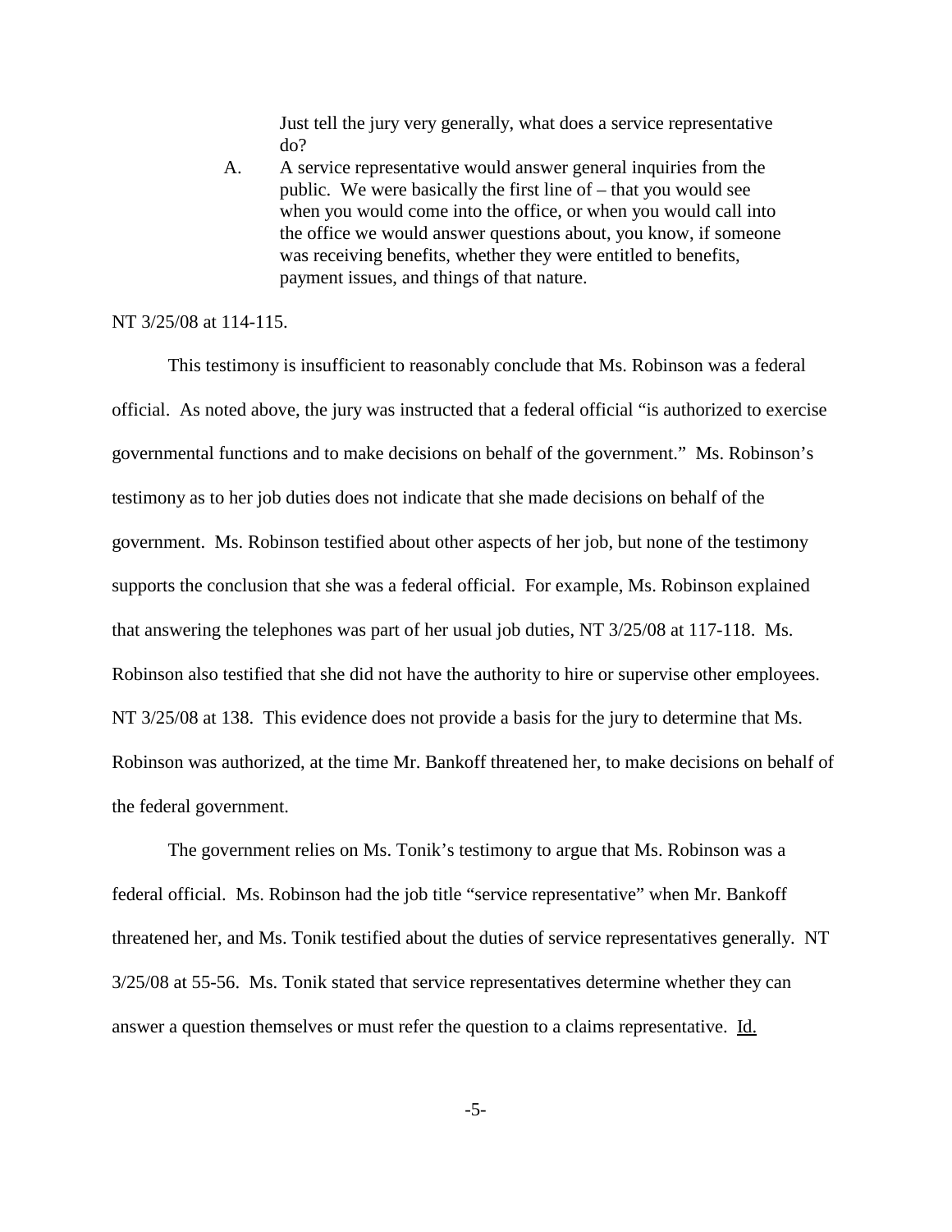> Just tell the jury very generally, what does a service representative do?
>
> A. A service representative would answer general inquiries from the public. We were basically the first line of – that you would see when you would come into the office, or when you would call into the office we would answer questions about, you know, if someone was receiving benefits, whether they were entitled to benefits, payment issues, and things of that nature.

NT 3/25/08 at 114-115.

This testimony is insufficient to reasonably conclude that Ms. Robinson was a federal official. As noted above, the jury was instructed that a federal official "is authorized to exercise governmental functions and to make decisions on behalf of the government." Ms. Robinson's testimony as to her job duties does not indicate that she made decisions on behalf of the government. Ms. Robinson testified about other aspects of her job, but none of the testimony supports the conclusion that she was a federal official. For example, Ms. Robinson explained that answering the telephones was part of her usual job duties, NT 3/25/08 at 117-118. Ms. Robinson also testified that she did not have the authority to hire or supervise other employees. NT 3/25/08 at 138. This evidence does not provide a basis for the jury to determine that Ms. Robinson was authorized, at the time Mr. Bankoff threatened her, to make decisions on behalf of the federal government.

The government relies on Ms. Tonik's testimony to argue that Ms. Robinson was a federal official. Ms. Robinson had the job title "service representative" when Mr. Bankoff threatened her, and Ms. Tonik testified about the duties of service representatives generally. NT 3/25/08 at 55-56. Ms. Tonik stated that service representatives determine whether they can answer a question themselves or must refer the question to a claims representative. Id.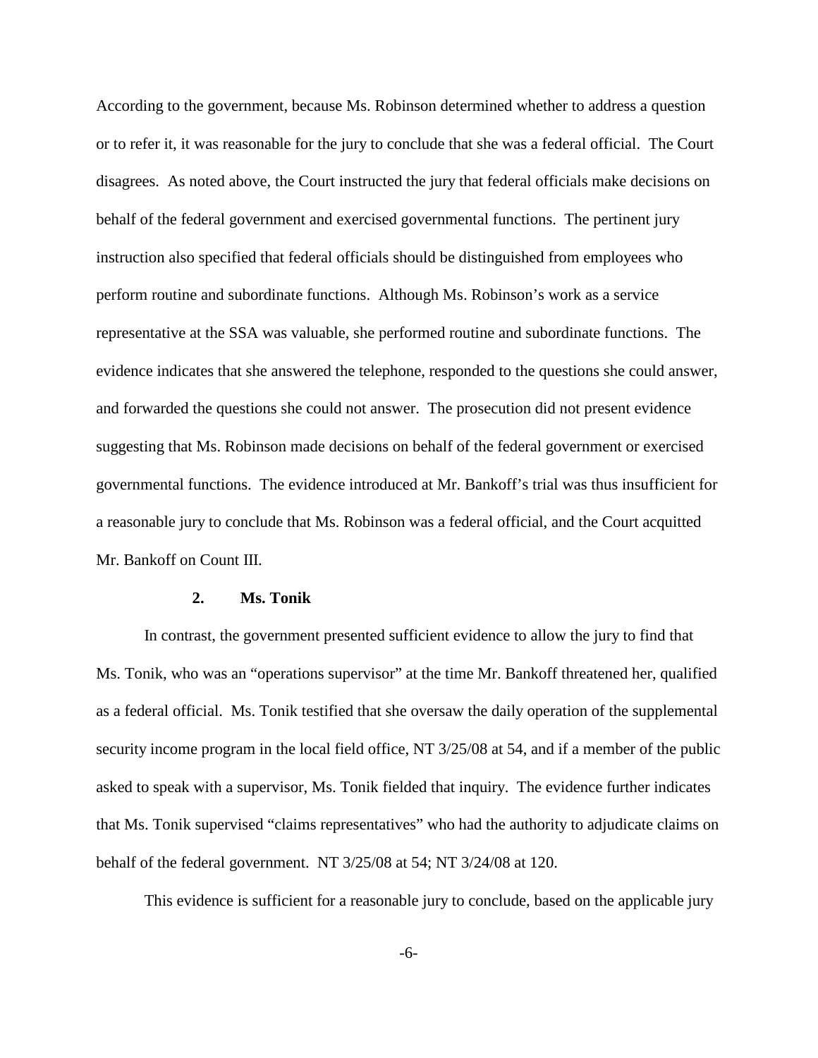According to the government, because Ms. Robinson determined whether to address a question or to refer it, it was reasonable for the jury to conclude that she was a federal official. The Court disagrees. As noted above, the Court instructed the jury that federal officials make decisions on behalf of the federal government and exercised governmental functions. The pertinent jury instruction also specified that federal officials should be distinguished from employees who perform routine and subordinate functions. Although Ms. Robinson's work as a service representative at the SSA was valuable, she performed routine and subordinate functions. The evidence indicates that she answered the telephone, responded to the questions she could answer, and forwarded the questions she could not answer. The prosecution did not present evidence suggesting that Ms. Robinson made decisions on behalf of the federal government or exercised governmental functions. The evidence introduced at Mr. Bankoff's trial was thus insufficient for a reasonable jury to conclude that Ms. Robinson was a federal official, and the Court acquitted Mr. Bankoff on Count III.

#### 2. Ms. Tonik

In contrast, the government presented sufficient evidence to allow the jury to find that Ms. Tonik, who was an "operations supervisor" at the time Mr. Bankoff threatened her, qualified as a federal official. Ms. Tonik testified that she oversaw the daily operation of the supplemental security income program in the local field office, NT 3/25/08 at 54, and if a member of the public asked to speak with a supervisor, Ms. Tonik fielded that inquiry. The evidence further indicates that Ms. Tonik supervised "claims representatives" who had the authority to adjudicate claims on behalf of the federal government. NT 3/25/08 at 54; NT 3/24/08 at 120.

This evidence is sufficient for a reasonable jury to conclude, based on the applicable jury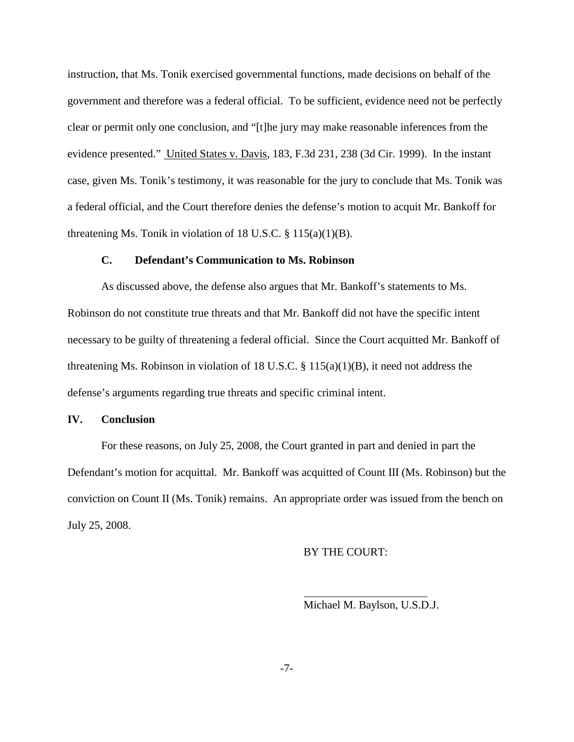instruction, that Ms. Tonik exercised governmental functions, made decisions on behalf of the government and therefore was a federal official. To be sufficient, evidence need not be perfectly clear or permit only one conclusion, and "[t]he jury may make reasonable inferences from the evidence presented." United States v. Davis, 183, F.3d 231, 238 (3d Cir. 1999). In the instant case, given Ms. Tonik's testimony, it was reasonable for the jury to conclude that Ms. Tonik was a federal official, and the Court therefore denies the defense's motion to acquit Mr. Bankoff for threatening Ms. Tonik in violation of 18 U.S.C. § 115(a)(1)(B).

### C. Defendant's Communication to Ms. Robinson

As discussed above, the defense also argues that Mr. Bankoff's statements to Ms. Robinson do not constitute true threats and that Mr. Bankoff did not have the specific intent necessary to be guilty of threatening a federal official. Since the Court acquitted Mr. Bankoff of threatening Ms. Robinson in violation of 18 U.S.C. § 115(a)(1)(B), it need not address the defense's arguments regarding true threats and specific criminal intent.

## IV. Conclusion

For these reasons, on July 25, 2008, the Court granted in part and denied in part the Defendant's motion for acquittal. Mr. Bankoff was acquitted of Count III (Ms. Robinson) but the conviction on Count II (Ms. Tonik) remains. An appropriate order was issued from the bench on July 25, 2008.

BY THE COURT:

Michael M. Baylson, U.S.D.J.